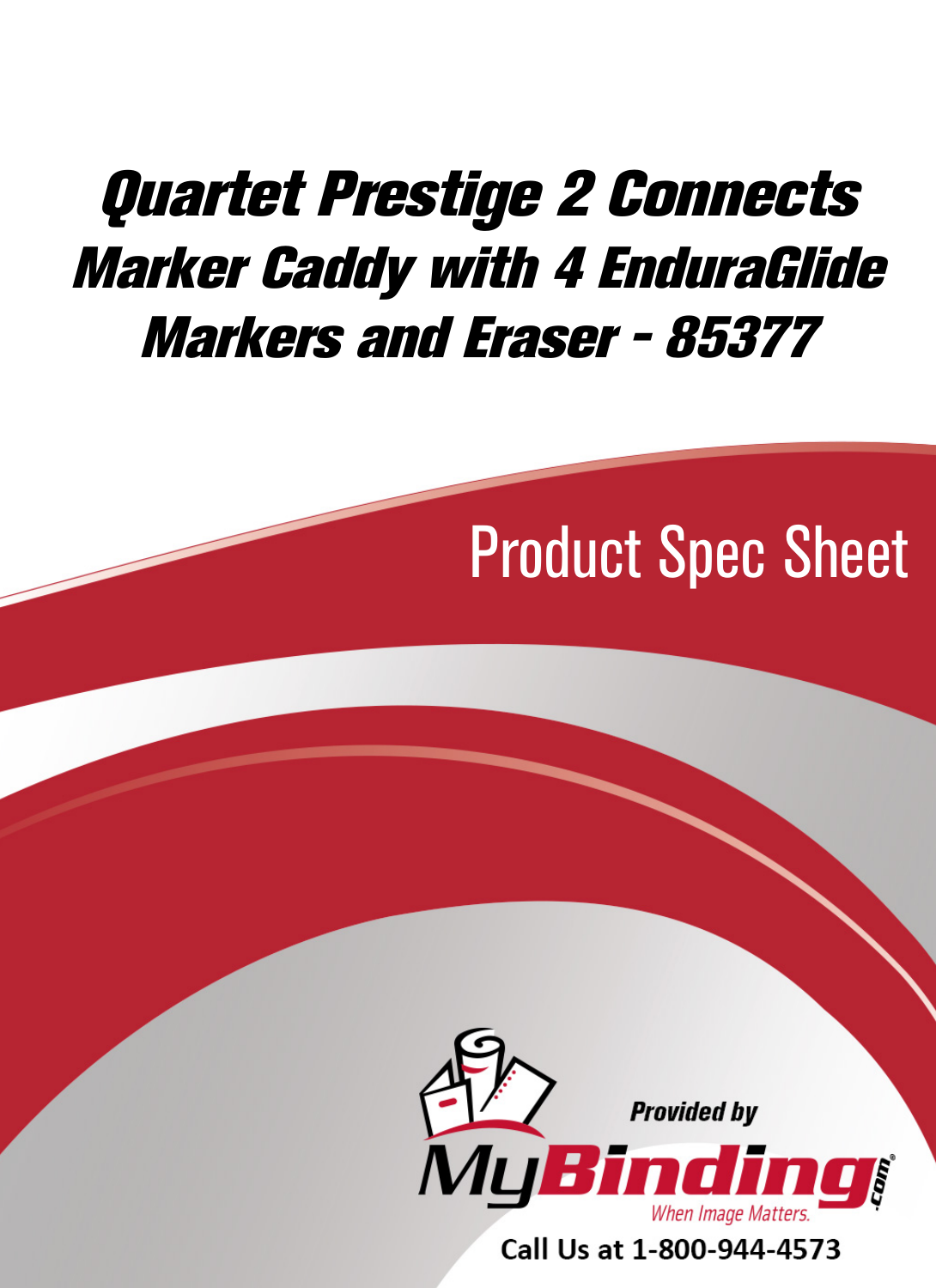# Quartet Prestige 2 Connects Marker Caddy with 4 EnduraGlide Markers and Eraser - 85377

## Product Spec Sheet

Provided by

MyBinding.com

When Image Matters.

Call Us at 1-800-944-4573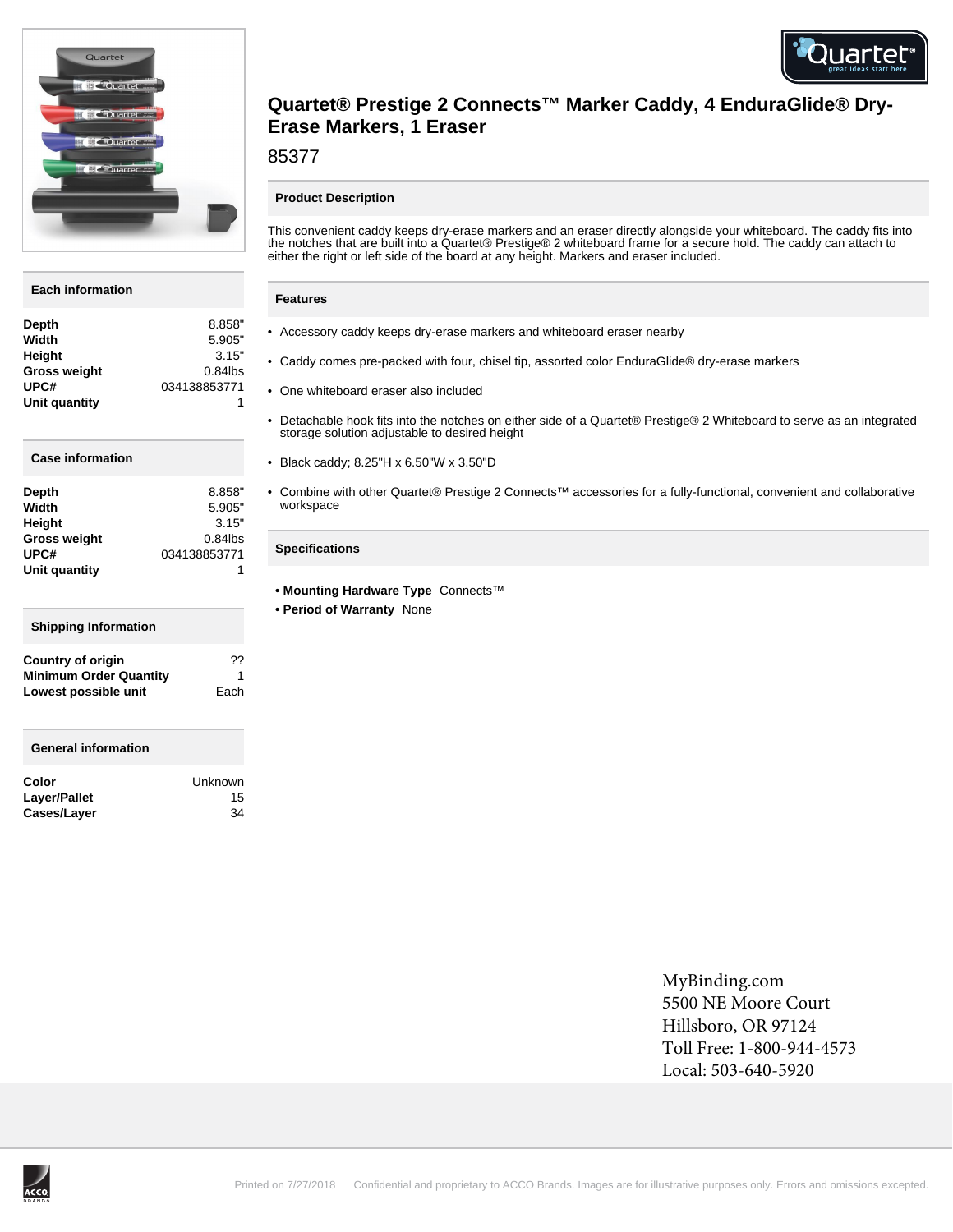# Quartet® Prestige 2 Connects™ Marker Caddy, 4 EnduraGlide® Dry-Erase Markers, 1 Eraser

85377

### Product Description

This convenient caddy keeps dry-erase markers and an eraser directly alongside your whiteboard. The caddy fits into the notches that are built into a Quartet® Prestige® 2 whiteboard frame for a secure hold. The caddy can attach to either the right or left side of the board at any height. Markers and eraser included.

### Features

- Accessory caddy keeps dry-erase markers and whiteboard eraser nearby
- Caddy comes pre-packed with four, chisel tip, assorted color EnduraGlide® dry-erase markers
- One whiteboard eraser also included
- Detachable hook fits into the notches on either side of a Quartet® Prestige® 2 Whiteboard to serve as an integrated storage solution adjustable to desired height
- Black caddy; 8.25"H x 6.50"W x 3.50"D
- Combine with other Quartet® Prestige 2 Connects™ accessories for a fully-functional, convenient and collaborative workspace

### Specifications

- **Mounting Hardware Type** Connects™
- **Period of Warranty** None

### Each information

| | |
|---|---|
| **Depth** | 8.858" |
| **Width** | 5.905" |
| **Height** | 3.15" |
| **Gross weight** | 0.84lbs |
| **UPC#** | 034138853771 |
| **Unit quantity** | 1 |

### Case information

| | |
|---|---|
| **Depth** | 8.858" |
| **Width** | 5.905" |
| **Height** | 3.15" |
| **Gross weight** | 0.84lbs |
| **UPC#** | 034138853771 |
| **Unit quantity** | 1 |

### Shipping Information

| | |
|---|---|
| **Country of origin** | ?? |
| **Minimum Order Quantity** | 1 |
| **Lowest possible unit** | Each |

### General information

| | |
|---|---|
| **Color** | Unknown |
| **Layer/Pallet** | 15 |
| **Cases/Layer** | 34 |

MyBinding.com
5500 NE Moore Court
Hillsboro, OR 97124
Toll Free: 1-800-944-4573
Local: 503-640-5920

Printed on 7/27/2018 Confidential and proprietary to ACCO Brands. Images are for illustrative purposes only. Errors and omissions excepted.